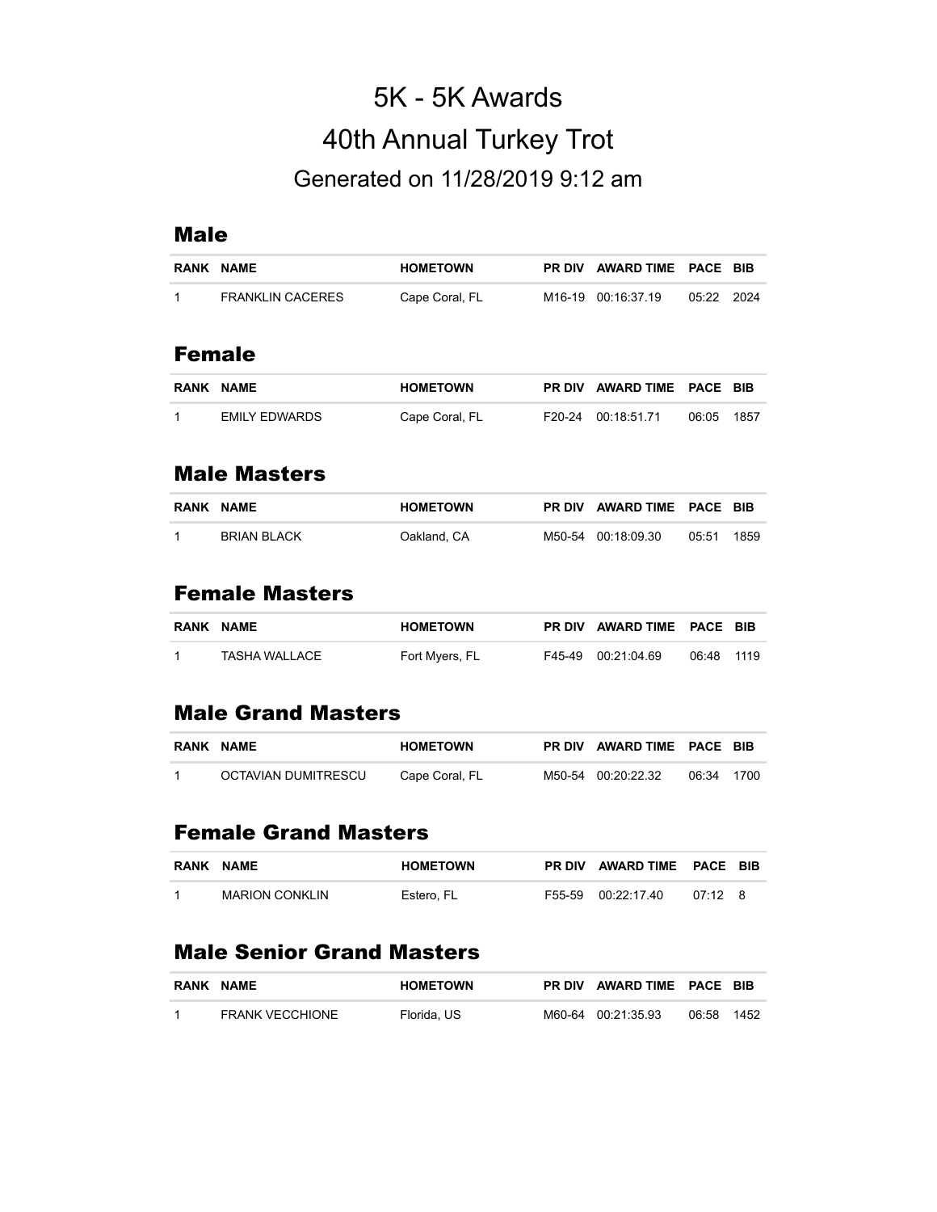# 5K - 5K Awards

# 40th Annual Turkey Trot

### Generated on 11/28/2019 9:12 am

## Male

| RANK | NAME | HOMETOWN | PR DIV | AWARD TIME | PACE | BIB |
|---|---|---|---|---|---|---|
| 1 | FRANKLIN CACERES | Cape Coral, FL | M16-19 | 00:16:37.19 | 05:22 | 2024 |

## Female

| RANK | NAME | HOMETOWN | PR DIV | AWARD TIME | PACE | BIB |
|---|---|---|---|---|---|---|
| 1 | EMILY EDWARDS | Cape Coral, FL | F20-24 | 00:18:51.71 | 06:05 | 1857 |

## Male Masters

| RANK | NAME | HOMETOWN | PR DIV | AWARD TIME | PACE | BIB |
|---|---|---|---|---|---|---|
| 1 | BRIAN BLACK | Oakland, CA | M50-54 | 00:18:09.30 | 05:51 | 1859 |

## Female Masters

| RANK | NAME | HOMETOWN | PR DIV | AWARD TIME | PACE | BIB |
|---|---|---|---|---|---|---|
| 1 | TASHA WALLACE | Fort Myers, FL | F45-49 | 00:21:04.69 | 06:48 | 1119 |

## Male Grand Masters

| RANK | NAME | HOMETOWN | PR DIV | AWARD TIME | PACE | BIB |
|---|---|---|---|---|---|---|
| 1 | OCTAVIAN DUMITRESCU | Cape Coral, FL | M50-54 | 00:20:22.32 | 06:34 | 1700 |

## Female Grand Masters

| RANK | NAME | HOMETOWN | PR DIV | AWARD TIME | PACE | BIB |
|---|---|---|---|---|---|---|
| 1 | MARION CONKLIN | Estero, FL | F55-59 | 00:22:17.40 | 07:12 | 8 |

## Male Senior Grand Masters

| RANK | NAME | HOMETOWN | PR DIV | AWARD TIME | PACE | BIB |
|---|---|---|---|---|---|---|
| 1 | FRANK VECCHIONE | Florida, US | M60-64 | 00:21:35.93 | 06:58 | 1452 |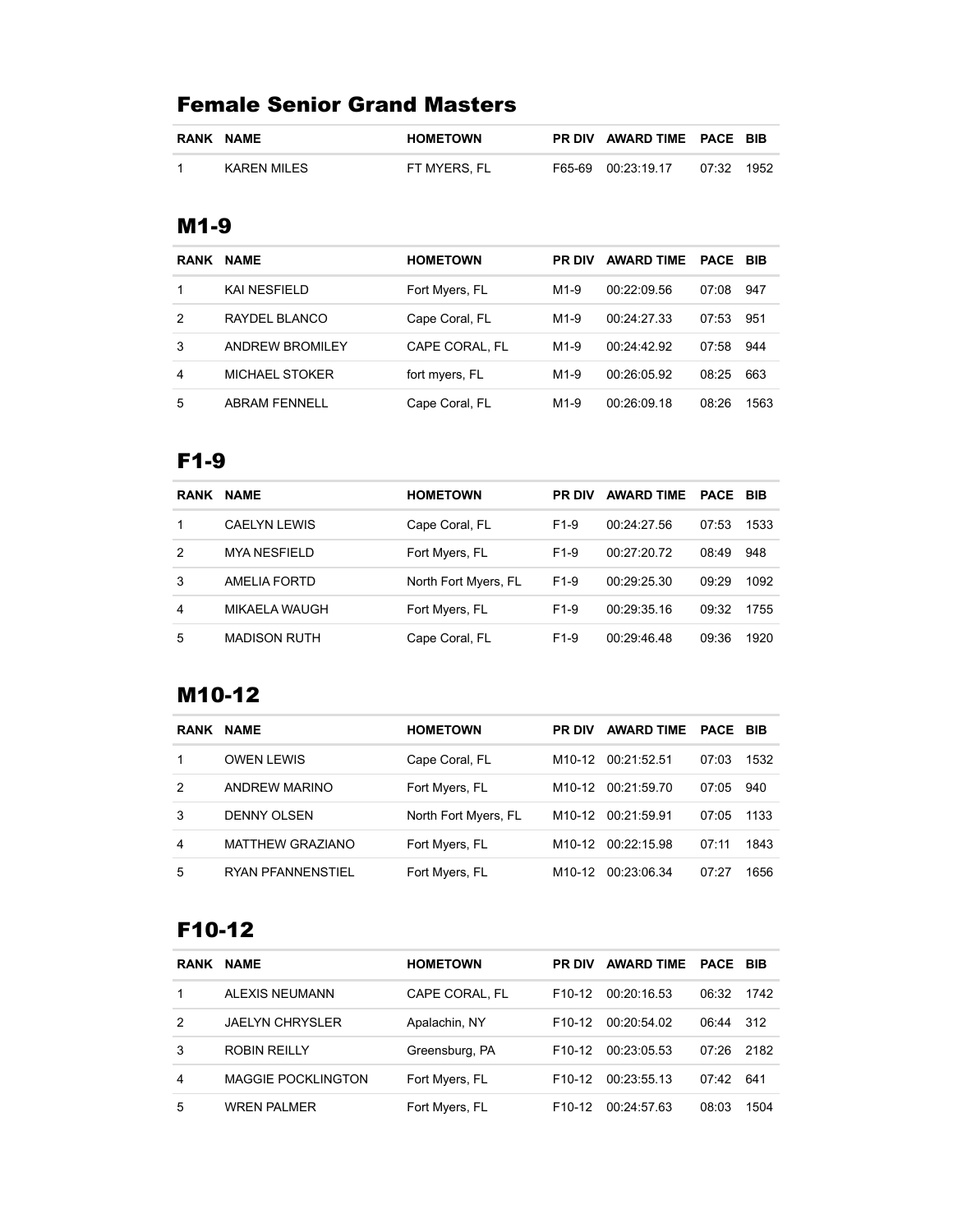## Female Senior Grand Masters

| RANK | NAME | HOMETOWN | PR DIV | AWARD TIME | PACE | BIB |
|---|---|---|---|---|---|---|
| 1 | KAREN MILES | FT MYERS, FL | F65-69 | 00:23:19.17 | 07:32 | 1952 |

## M1-9

| RANK | NAME | HOMETOWN | PR DIV | AWARD TIME | PACE | BIB |
|---|---|---|---|---|---|---|
| 1 | KAI NESFIELD | Fort Myers, FL | M1-9 | 00:22:09.56 | 07:08 | 947 |
| 2 | RAYDEL BLANCO | Cape Coral, FL | M1-9 | 00:24:27.33 | 07:53 | 951 |
| 3 | ANDREW BROMILEY | CAPE CORAL, FL | M1-9 | 00:24:42.92 | 07:58 | 944 |
| 4 | MICHAEL STOKER | fort myers, FL | M1-9 | 00:26:05.92 | 08:25 | 663 |
| 5 | ABRAM FENNELL | Cape Coral, FL | M1-9 | 00:26:09.18 | 08:26 | 1563 |

## F1-9

| RANK | NAME | HOMETOWN | PR DIV | AWARD TIME | PACE | BIB |
|---|---|---|---|---|---|---|
| 1 | CAELYN LEWIS | Cape Coral, FL | F1-9 | 00:24:27.56 | 07:53 | 1533 |
| 2 | MYA NESFIELD | Fort Myers, FL | F1-9 | 00:27:20.72 | 08:49 | 948 |
| 3 | AMELIA FORTD | North Fort Myers, FL | F1-9 | 00:29:25.30 | 09:29 | 1092 |
| 4 | MIKAELA WAUGH | Fort Myers, FL | F1-9 | 00:29:35.16 | 09:32 | 1755 |
| 5 | MADISON RUTH | Cape Coral, FL | F1-9 | 00:29:46.48 | 09:36 | 1920 |

## M10-12

| RANK | NAME | HOMETOWN | PR DIV | AWARD TIME | PACE | BIB |
|---|---|---|---|---|---|---|
| 1 | OWEN LEWIS | Cape Coral, FL | M10-12 | 00:21:52.51 | 07:03 | 1532 |
| 2 | ANDREW MARINO | Fort Myers, FL | M10-12 | 00:21:59.70 | 07:05 | 940 |
| 3 | DENNY OLSEN | North Fort Myers, FL | M10-12 | 00:21:59.91 | 07:05 | 1133 |
| 4 | MATTHEW GRAZIANO | Fort Myers, FL | M10-12 | 00:22:15.98 | 07:11 | 1843 |
| 5 | RYAN PFANNENSTIEL | Fort Myers, FL | M10-12 | 00:23:06.34 | 07:27 | 1656 |

## F10-12

| RANK | NAME | HOMETOWN | PR DIV | AWARD TIME | PACE | BIB |
|---|---|---|---|---|---|---|
| 1 | ALEXIS NEUMANN | CAPE CORAL, FL | F10-12 | 00:20:16.53 | 06:32 | 1742 |
| 2 | JAELYN CHRYSLER | Apalachin, NY | F10-12 | 00:20:54.02 | 06:44 | 312 |
| 3 | ROBIN REILLY | Greensburg, PA | F10-12 | 00:23:05.53 | 07:26 | 2182 |
| 4 | MAGGIE POCKLINGTON | Fort Myers, FL | F10-12 | 00:23:55.13 | 07:42 | 641 |
| 5 | WREN PALMER | Fort Myers, FL | F10-12 | 00:24:57.63 | 08:03 | 1504 |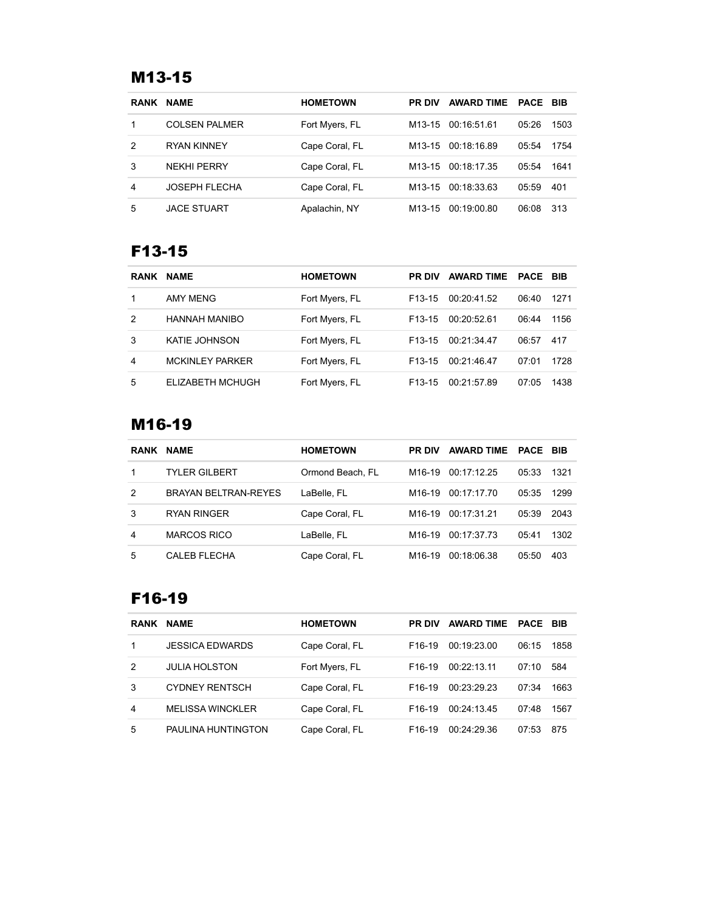## M13-15

| RANK | NAME | HOMETOWN | PR DIV | AWARD TIME | PACE | BIB |
|---|---|---|---|---|---|---|
| 1 | COLSEN PALMER | Fort Myers, FL | M13-15 | 00:16:51.61 | 05:26 | 1503 |
| 2 | RYAN KINNEY | Cape Coral, FL | M13-15 | 00:18:16.89 | 05:54 | 1754 |
| 3 | NEKHI PERRY | Cape Coral, FL | M13-15 | 00:18:17.35 | 05:54 | 1641 |
| 4 | JOSEPH FLECHA | Cape Coral, FL | M13-15 | 00:18:33.63 | 05:59 | 401 |
| 5 | JACE STUART | Apalachin, NY | M13-15 | 00:19:00.80 | 06:08 | 313 |

## F13-15

| RANK | NAME | HOMETOWN | PR DIV | AWARD TIME | PACE | BIB |
|---|---|---|---|---|---|---|
| 1 | AMY MENG | Fort Myers, FL | F13-15 | 00:20:41.52 | 06:40 | 1271 |
| 2 | HANNAH MANIBO | Fort Myers, FL | F13-15 | 00:20:52.61 | 06:44 | 1156 |
| 3 | KATIE JOHNSON | Fort Myers, FL | F13-15 | 00:21:34.47 | 06:57 | 417 |
| 4 | MCKINLEY PARKER | Fort Myers, FL | F13-15 | 00:21:46.47 | 07:01 | 1728 |
| 5 | ELIZABETH MCHUGH | Fort Myers, FL | F13-15 | 00:21:57.89 | 07:05 | 1438 |

## M16-19

| RANK | NAME | HOMETOWN | PR DIV | AWARD TIME | PACE | BIB |
|---|---|---|---|---|---|---|
| 1 | TYLER GILBERT | Ormond Beach, FL | M16-19 | 00:17:12.25 | 05:33 | 1321 |
| 2 | BRAYAN BELTRAN-REYES | LaBelle, FL | M16-19 | 00:17:17.70 | 05:35 | 1299 |
| 3 | RYAN RINGER | Cape Coral, FL | M16-19 | 00:17:31.21 | 05:39 | 2043 |
| 4 | MARCOS RICO | LaBelle, FL | M16-19 | 00:17:37.73 | 05:41 | 1302 |
| 5 | CALEB FLECHA | Cape Coral, FL | M16-19 | 00:18:06.38 | 05:50 | 403 |

## F16-19

| RANK | NAME | HOMETOWN | PR DIV | AWARD TIME | PACE | BIB |
|---|---|---|---|---|---|---|
| 1 | JESSICA EDWARDS | Cape Coral, FL | F16-19 | 00:19:23.00 | 06:15 | 1858 |
| 2 | JULIA HOLSTON | Fort Myers, FL | F16-19 | 00:22:13.11 | 07:10 | 584 |
| 3 | CYDNEY RENTSCH | Cape Coral, FL | F16-19 | 00:23:29.23 | 07:34 | 1663 |
| 4 | MELISSA WINCKLER | Cape Coral, FL | F16-19 | 00:24:13.45 | 07:48 | 1567 |
| 5 | PAULINA HUNTINGTON | Cape Coral, FL | F16-19 | 00:24:29.36 | 07:53 | 875 |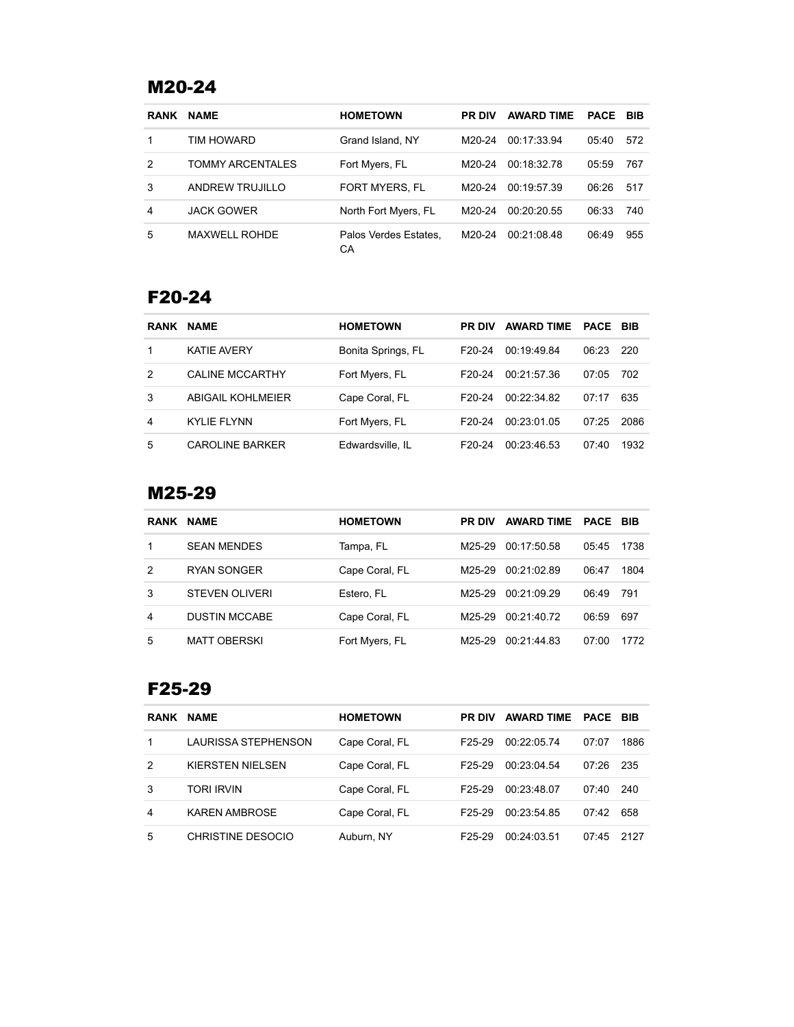## M20-24

| RANK | NAME | HOMETOWN | PR DIV | AWARD TIME | PACE | BIB |
|---|---|---|---|---|---|---|
| 1 | TIM HOWARD | Grand Island, NY | M20-24 | 00:17:33.94 | 05:40 | 572 |
| 2 | TOMMY ARCENTALES | Fort Myers, FL | M20-24 | 00:18:32.78 | 05:59 | 767 |
| 3 | ANDREW TRUJILLO | FORT MYERS, FL | M20-24 | 00:19:57.39 | 06:26 | 517 |
| 4 | JACK GOWER | North Fort Myers, FL | M20-24 | 00:20:20.55 | 06:33 | 740 |
| 5 | MAXWELL ROHDE | Palos Verdes Estates, CA | M20-24 | 00:21:08.48 | 06:49 | 955 |

## F20-24

| RANK | NAME | HOMETOWN | PR DIV | AWARD TIME | PACE | BIB |
|---|---|---|---|---|---|---|
| 1 | KATIE AVERY | Bonita Springs, FL | F20-24 | 00:19:49.84 | 06:23 | 220 |
| 2 | CALINE MCCARTHY | Fort Myers, FL | F20-24 | 00:21:57.36 | 07:05 | 702 |
| 3 | ABIGAIL KOHLMEIER | Cape Coral, FL | F20-24 | 00:22:34.82 | 07:17 | 635 |
| 4 | KYLIE FLYNN | Fort Myers, FL | F20-24 | 00:23:01.05 | 07:25 | 2086 |
| 5 | CAROLINE BARKER | Edwardsville, IL | F20-24 | 00:23:46.53 | 07:40 | 1932 |

## M25-29

| RANK | NAME | HOMETOWN | PR DIV | AWARD TIME | PACE | BIB |
|---|---|---|---|---|---|---|
| 1 | SEAN MENDES | Tampa, FL | M25-29 | 00:17:50.58 | 05:45 | 1738 |
| 2 | RYAN SONGER | Cape Coral, FL | M25-29 | 00:21:02.89 | 06:47 | 1804 |
| 3 | STEVEN OLIVERI | Estero, FL | M25-29 | 00:21:09.29 | 06:49 | 791 |
| 4 | DUSTIN MCCABE | Cape Coral, FL | M25-29 | 00:21:40.72 | 06:59 | 697 |
| 5 | MATT OBERSKI | Fort Myers, FL | M25-29 | 00:21:44.83 | 07:00 | 1772 |

## F25-29

| RANK | NAME | HOMETOWN | PR DIV | AWARD TIME | PACE | BIB |
|---|---|---|---|---|---|---|
| 1 | LAURISSA STEPHENSON | Cape Coral, FL | F25-29 | 00:22:05.74 | 07:07 | 1886 |
| 2 | KIERSTEN NIELSEN | Cape Coral, FL | F25-29 | 00:23:04.54 | 07:26 | 235 |
| 3 | TORI IRVIN | Cape Coral, FL | F25-29 | 00:23:48.07 | 07:40 | 240 |
| 4 | KAREN AMBROSE | Cape Coral, FL | F25-29 | 00:23:54.85 | 07:42 | 658 |
| 5 | CHRISTINE DESOCIO | Auburn, NY | F25-29 | 00:24:03.51 | 07:45 | 2127 |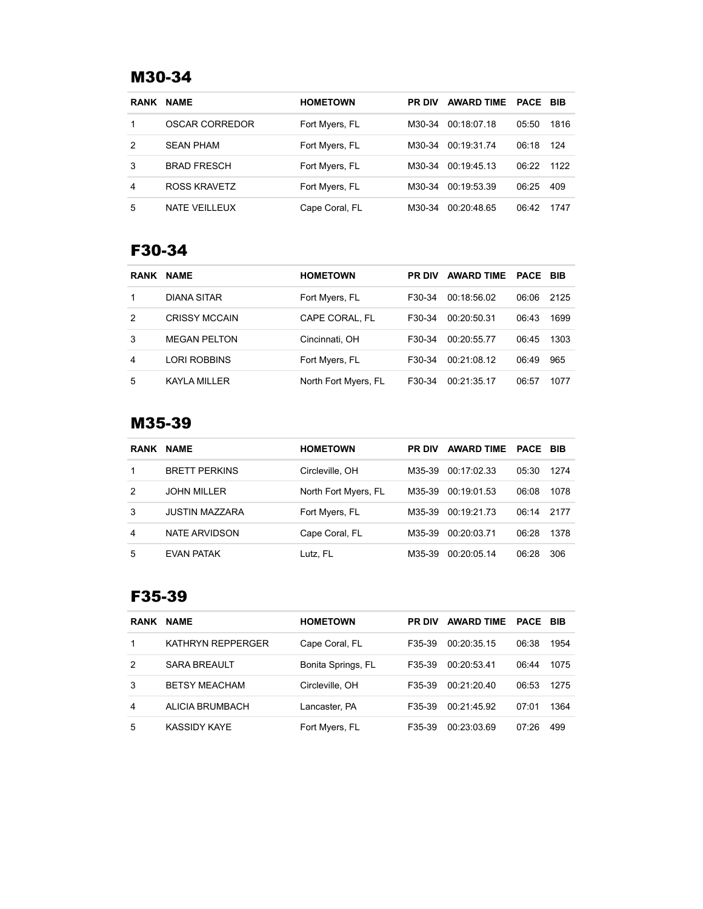## M30-34

| RANK | NAME | HOMETOWN | PR DIV | AWARD TIME | PACE | BIB |
|---|---|---|---|---|---|---|
| 1 | OSCAR CORREDOR | Fort Myers, FL | M30-34 | 00:18:07.18 | 05:50 | 1816 |
| 2 | SEAN PHAM | Fort Myers, FL | M30-34 | 00:19:31.74 | 06:18 | 124 |
| 3 | BRAD FRESCH | Fort Myers, FL | M30-34 | 00:19:45.13 | 06:22 | 1122 |
| 4 | ROSS KRAVETZ | Fort Myers, FL | M30-34 | 00:19:53.39 | 06:25 | 409 |
| 5 | NATE VEILLEUX | Cape Coral, FL | M30-34 | 00:20:48.65 | 06:42 | 1747 |

## F30-34

| RANK | NAME | HOMETOWN | PR DIV | AWARD TIME | PACE | BIB |
|---|---|---|---|---|---|---|
| 1 | DIANA SITAR | Fort Myers, FL | F30-34 | 00:18:56.02 | 06:06 | 2125 |
| 2 | CRISSY MCCAIN | CAPE CORAL, FL | F30-34 | 00:20:50.31 | 06:43 | 1699 |
| 3 | MEGAN PELTON | Cincinnati, OH | F30-34 | 00:20:55.77 | 06:45 | 1303 |
| 4 | LORI ROBBINS | Fort Myers, FL | F30-34 | 00:21:08.12 | 06:49 | 965 |
| 5 | KAYLA MILLER | North Fort Myers, FL | F30-34 | 00:21:35.17 | 06:57 | 1077 |

## M35-39

| RANK | NAME | HOMETOWN | PR DIV | AWARD TIME | PACE | BIB |
|---|---|---|---|---|---|---|
| 1 | BRETT PERKINS | Circleville, OH | M35-39 | 00:17:02.33 | 05:30 | 1274 |
| 2 | JOHN MILLER | North Fort Myers, FL | M35-39 | 00:19:01.53 | 06:08 | 1078 |
| 3 | JUSTIN MAZZARA | Fort Myers, FL | M35-39 | 00:19:21.73 | 06:14 | 2177 |
| 4 | NATE ARVIDSON | Cape Coral, FL | M35-39 | 00:20:03.71 | 06:28 | 1378 |
| 5 | EVAN PATAK | Lutz, FL | M35-39 | 00:20:05.14 | 06:28 | 306 |

## F35-39

| RANK | NAME | HOMETOWN | PR DIV | AWARD TIME | PACE | BIB |
|---|---|---|---|---|---|---|
| 1 | KATHRYN REPPERGER | Cape Coral, FL | F35-39 | 00:20:35.15 | 06:38 | 1954 |
| 2 | SARA BREAULT | Bonita Springs, FL | F35-39 | 00:20:53.41 | 06:44 | 1075 |
| 3 | BETSY MEACHAM | Circleville, OH | F35-39 | 00:21:20.40 | 06:53 | 1275 |
| 4 | ALICIA BRUMBACH | Lancaster, PA | F35-39 | 00:21:45.92 | 07:01 | 1364 |
| 5 | KASSIDY KAYE | Fort Myers, FL | F35-39 | 00:23:03.69 | 07:26 | 499 |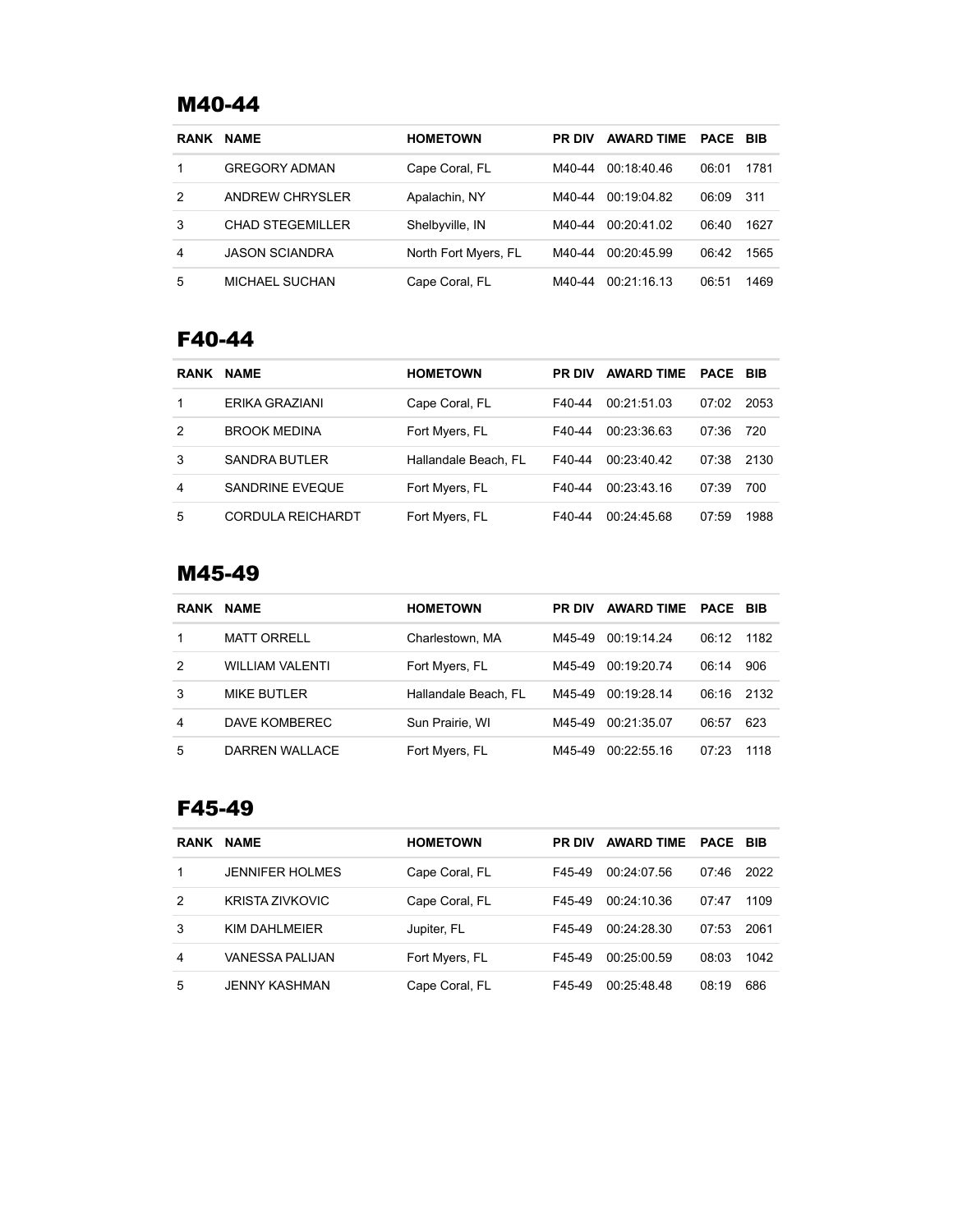## M40-44

| RANK | NAME | HOMETOWN | PR DIV | AWARD TIME | PACE | BIB |
|---|---|---|---|---|---|---|
| 1 | GREGORY ADMAN | Cape Coral, FL | M40-44 | 00:18:40.46 | 06:01 | 1781 |
| 2 | ANDREW CHRYSLER | Apalachin, NY | M40-44 | 00:19:04.82 | 06:09 | 311 |
| 3 | CHAD STEGEMILLER | Shelbyville, IN | M40-44 | 00:20:41.02 | 06:40 | 1627 |
| 4 | JASON SCIANDRA | North Fort Myers, FL | M40-44 | 00:20:45.99 | 06:42 | 1565 |
| 5 | MICHAEL SUCHAN | Cape Coral, FL | M40-44 | 00:21:16.13 | 06:51 | 1469 |

## F40-44

| RANK | NAME | HOMETOWN | PR DIV | AWARD TIME | PACE | BIB |
|---|---|---|---|---|---|---|
| 1 | ERIKA GRAZIANI | Cape Coral, FL | F40-44 | 00:21:51.03 | 07:02 | 2053 |
| 2 | BROOK MEDINA | Fort Myers, FL | F40-44 | 00:23:36.63 | 07:36 | 720 |
| 3 | SANDRA BUTLER | Hallandale Beach, FL | F40-44 | 00:23:40.42 | 07:38 | 2130 |
| 4 | SANDRINE EVEQUE | Fort Myers, FL | F40-44 | 00:23:43.16 | 07:39 | 700 |
| 5 | CORDULA REICHARDT | Fort Myers, FL | F40-44 | 00:24:45.68 | 07:59 | 1988 |

## M45-49

| RANK | NAME | HOMETOWN | PR DIV | AWARD TIME | PACE | BIB |
|---|---|---|---|---|---|---|
| 1 | MATT ORRELL | Charlestown, MA | M45-49 | 00:19:14.24 | 06:12 | 1182 |
| 2 | WILLIAM VALENTI | Fort Myers, FL | M45-49 | 00:19:20.74 | 06:14 | 906 |
| 3 | MIKE BUTLER | Hallandale Beach, FL | M45-49 | 00:19:28.14 | 06:16 | 2132 |
| 4 | DAVE KOMBEREC | Sun Prairie, WI | M45-49 | 00:21:35.07 | 06:57 | 623 |
| 5 | DARREN WALLACE | Fort Myers, FL | M45-49 | 00:22:55.16 | 07:23 | 1118 |

## F45-49

| RANK | NAME | HOMETOWN | PR DIV | AWARD TIME | PACE | BIB |
|---|---|---|---|---|---|---|
| 1 | JENNIFER HOLMES | Cape Coral, FL | F45-49 | 00:24:07.56 | 07:46 | 2022 |
| 2 | KRISTA ZIVKOVIC | Cape Coral, FL | F45-49 | 00:24:10.36 | 07:47 | 1109 |
| 3 | KIM DAHLMEIER | Jupiter, FL | F45-49 | 00:24:28.30 | 07:53 | 2061 |
| 4 | VANESSA PALIJAN | Fort Myers, FL | F45-49 | 00:25:00.59 | 08:03 | 1042 |
| 5 | JENNY KASHMAN | Cape Coral, FL | F45-49 | 00:25:48.48 | 08:19 | 686 |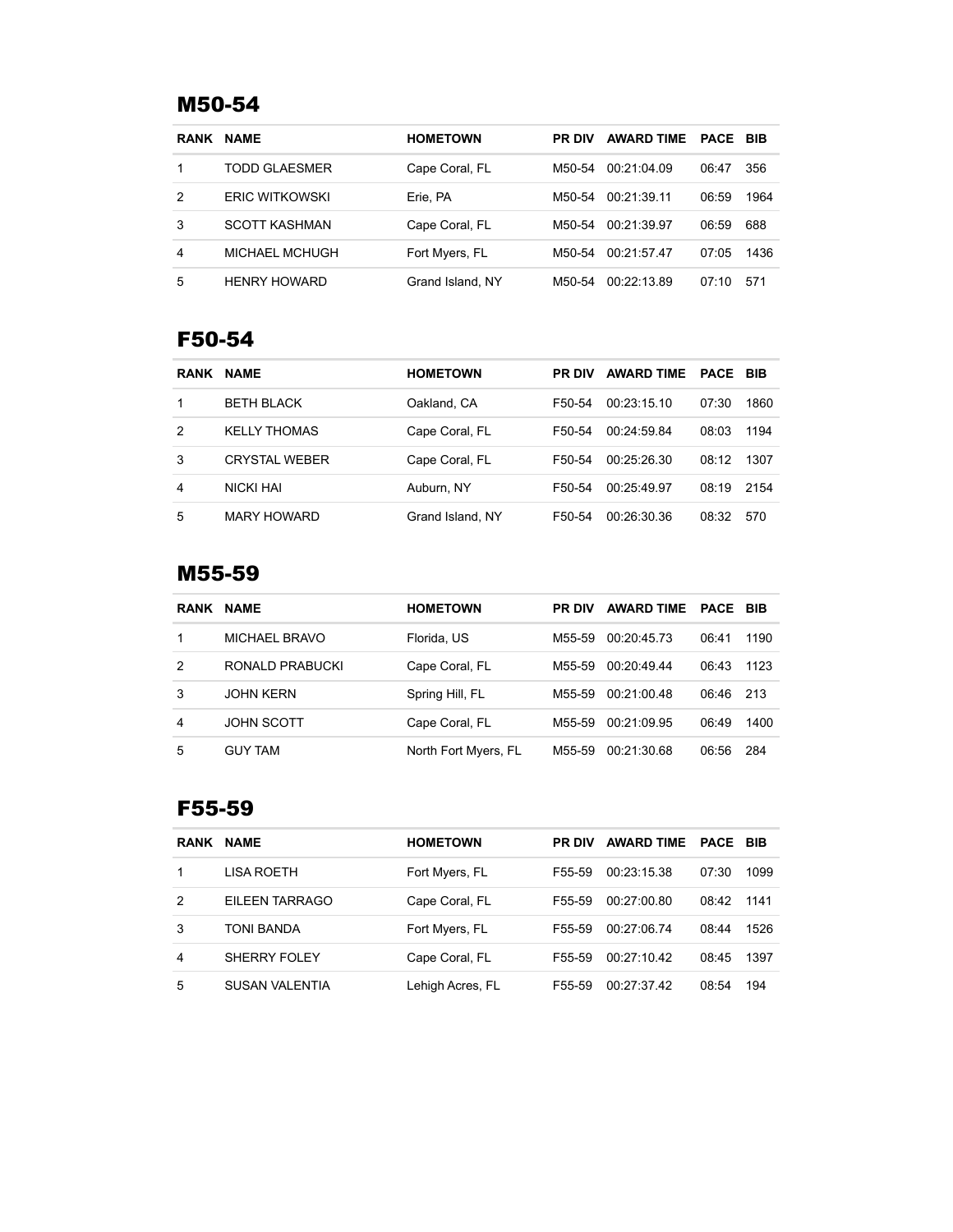## M50-54

| RANK | NAME | HOMETOWN | PR DIV | AWARD TIME | PACE | BIB |
|---|---|---|---|---|---|---|
| 1 | TODD GLAESMER | Cape Coral, FL | M50-54 | 00:21:04.09 | 06:47 | 356 |
| 2 | ERIC WITKOWSKI | Erie, PA | M50-54 | 00:21:39.11 | 06:59 | 1964 |
| 3 | SCOTT KASHMAN | Cape Coral, FL | M50-54 | 00:21:39.97 | 06:59 | 688 |
| 4 | MICHAEL MCHUGH | Fort Myers, FL | M50-54 | 00:21:57.47 | 07:05 | 1436 |
| 5 | HENRY HOWARD | Grand Island, NY | M50-54 | 00:22:13.89 | 07:10 | 571 |

## F50-54

| RANK | NAME | HOMETOWN | PR DIV | AWARD TIME | PACE | BIB |
|---|---|---|---|---|---|---|
| 1 | BETH BLACK | Oakland, CA | F50-54 | 00:23:15.10 | 07:30 | 1860 |
| 2 | KELLY THOMAS | Cape Coral, FL | F50-54 | 00:24:59.84 | 08:03 | 1194 |
| 3 | CRYSTAL WEBER | Cape Coral, FL | F50-54 | 00:25:26.30 | 08:12 | 1307 |
| 4 | NICKI HAI | Auburn, NY | F50-54 | 00:25:49.97 | 08:19 | 2154 |
| 5 | MARY HOWARD | Grand Island, NY | F50-54 | 00:26:30.36 | 08:32 | 570 |

## M55-59

| RANK | NAME | HOMETOWN | PR DIV | AWARD TIME | PACE | BIB |
|---|---|---|---|---|---|---|
| 1 | MICHAEL BRAVO | Florida, US | M55-59 | 00:20:45.73 | 06:41 | 1190 |
| 2 | RONALD PRABUCKI | Cape Coral, FL | M55-59 | 00:20:49.44 | 06:43 | 1123 |
| 3 | JOHN KERN | Spring Hill, FL | M55-59 | 00:21:00.48 | 06:46 | 213 |
| 4 | JOHN SCOTT | Cape Coral, FL | M55-59 | 00:21:09.95 | 06:49 | 1400 |
| 5 | GUY TAM | North Fort Myers, FL | M55-59 | 00:21:30.68 | 06:56 | 284 |

## F55-59

| RANK | NAME | HOMETOWN | PR DIV | AWARD TIME | PACE | BIB |
|---|---|---|---|---|---|---|
| 1 | LISA ROETH | Fort Myers, FL | F55-59 | 00:23:15.38 | 07:30 | 1099 |
| 2 | EILEEN TARRAGO | Cape Coral, FL | F55-59 | 00:27:00.80 | 08:42 | 1141 |
| 3 | TONI BANDA | Fort Myers, FL | F55-59 | 00:27:06.74 | 08:44 | 1526 |
| 4 | SHERRY FOLEY | Cape Coral, FL | F55-59 | 00:27:10.42 | 08:45 | 1397 |
| 5 | SUSAN VALENTIA | Lehigh Acres, FL | F55-59 | 00:27:37.42 | 08:54 | 194 |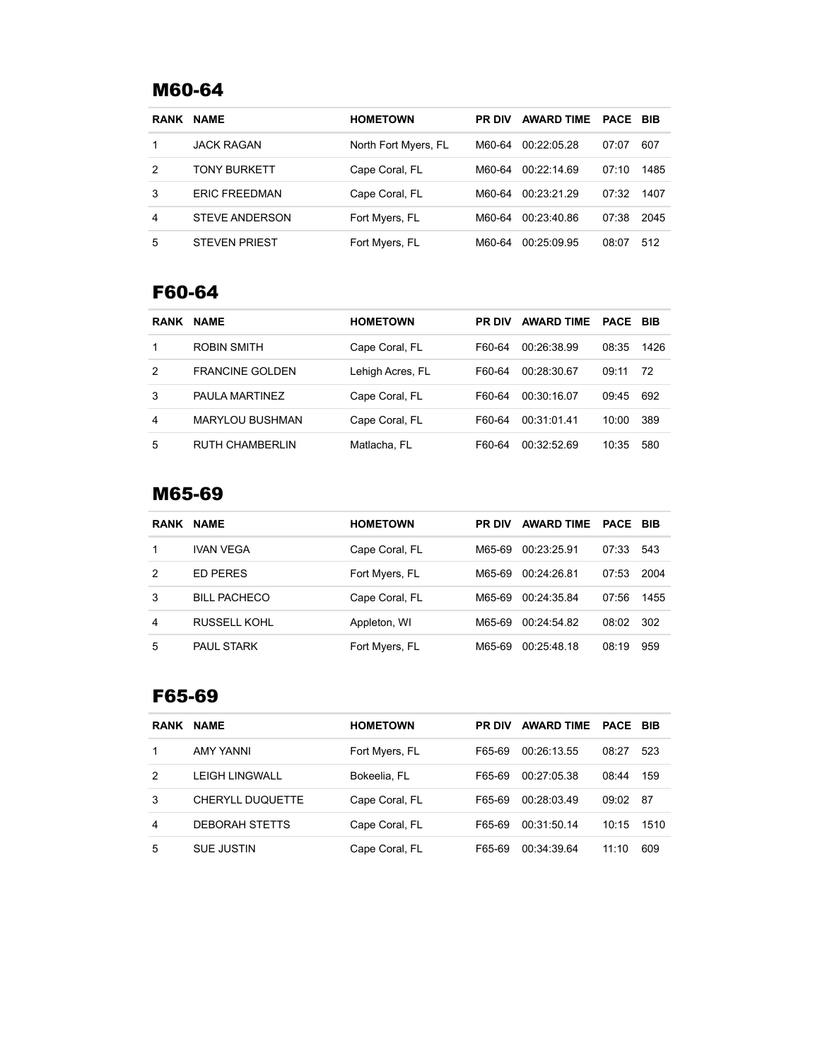## M60-64

| RANK | NAME | HOMETOWN | PR DIV | AWARD TIME | PACE | BIB |
|---|---|---|---|---|---|---|
| 1 | JACK RAGAN | North Fort Myers, FL | M60-64 | 00:22:05.28 | 07:07 | 607 |
| 2 | TONY BURKETT | Cape Coral, FL | M60-64 | 00:22:14.69 | 07:10 | 1485 |
| 3 | ERIC FREEDMAN | Cape Coral, FL | M60-64 | 00:23:21.29 | 07:32 | 1407 |
| 4 | STEVE ANDERSON | Fort Myers, FL | M60-64 | 00:23:40.86 | 07:38 | 2045 |
| 5 | STEVEN PRIEST | Fort Myers, FL | M60-64 | 00:25:09.95 | 08:07 | 512 |

## F60-64

| RANK | NAME | HOMETOWN | PR DIV | AWARD TIME | PACE | BIB |
|---|---|---|---|---|---|---|
| 1 | ROBIN SMITH | Cape Coral, FL | F60-64 | 00:26:38.99 | 08:35 | 1426 |
| 2 | FRANCINE GOLDEN | Lehigh Acres, FL | F60-64 | 00:28:30.67 | 09:11 | 72 |
| 3 | PAULA MARTINEZ | Cape Coral, FL | F60-64 | 00:30:16.07 | 09:45 | 692 |
| 4 | MARYLOU BUSHMAN | Cape Coral, FL | F60-64 | 00:31:01.41 | 10:00 | 389 |
| 5 | RUTH CHAMBERLIN | Matlacha, FL | F60-64 | 00:32:52.69 | 10:35 | 580 |

## M65-69

| RANK | NAME | HOMETOWN | PR DIV | AWARD TIME | PACE | BIB |
|---|---|---|---|---|---|---|
| 1 | IVAN VEGA | Cape Coral, FL | M65-69 | 00:23:25.91 | 07:33 | 543 |
| 2 | ED PERES | Fort Myers, FL | M65-69 | 00:24:26.81 | 07:53 | 2004 |
| 3 | BILL PACHECO | Cape Coral, FL | M65-69 | 00:24:35.84 | 07:56 | 1455 |
| 4 | RUSSELL KOHL | Appleton, WI | M65-69 | 00:24:54.82 | 08:02 | 302 |
| 5 | PAUL STARK | Fort Myers, FL | M65-69 | 00:25:48.18 | 08:19 | 959 |

## F65-69

| RANK | NAME | HOMETOWN | PR DIV | AWARD TIME | PACE | BIB |
|---|---|---|---|---|---|---|
| 1 | AMY YANNI | Fort Myers, FL | F65-69 | 00:26:13.55 | 08:27 | 523 |
| 2 | LEIGH LINGWALL | Bokeelia, FL | F65-69 | 00:27:05.38 | 08:44 | 159 |
| 3 | CHERYLL DUQUETTE | Cape Coral, FL | F65-69 | 00:28:03.49 | 09:02 | 87 |
| 4 | DEBORAH STETTS | Cape Coral, FL | F65-69 | 00:31:50.14 | 10:15 | 1510 |
| 5 | SUE JUSTIN | Cape Coral, FL | F65-69 | 00:34:39.64 | 11:10 | 609 |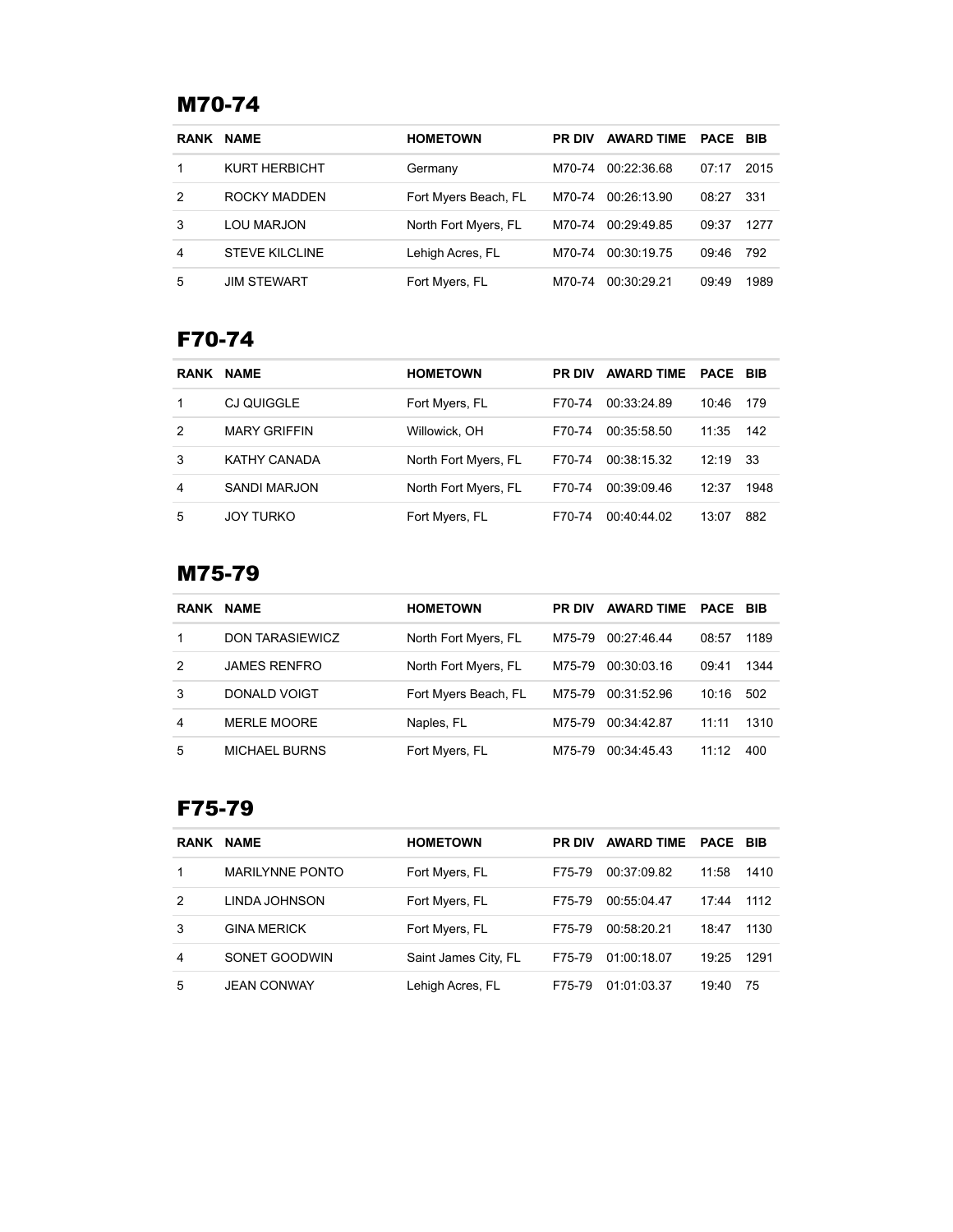## M70-74

| RANK | NAME | HOMETOWN | PR DIV | AWARD TIME | PACE | BIB |
|---|---|---|---|---|---|---|
| 1 | KURT HERBICHT | Germany | M70-74 | 00:22:36.68 | 07:17 | 2015 |
| 2 | ROCKY MADDEN | Fort Myers Beach, FL | M70-74 | 00:26:13.90 | 08:27 | 331 |
| 3 | LOU MARJON | North Fort Myers, FL | M70-74 | 00:29:49.85 | 09:37 | 1277 |
| 4 | STEVE KILCLINE | Lehigh Acres, FL | M70-74 | 00:30:19.75 | 09:46 | 792 |
| 5 | JIM STEWART | Fort Myers, FL | M70-74 | 00:30:29.21 | 09:49 | 1989 |

## F70-74

| RANK | NAME | HOMETOWN | PR DIV | AWARD TIME | PACE | BIB |
|---|---|---|---|---|---|---|
| 1 | CJ QUIGGLE | Fort Myers, FL | F70-74 | 00:33:24.89 | 10:46 | 179 |
| 2 | MARY GRIFFIN | Willowick, OH | F70-74 | 00:35:58.50 | 11:35 | 142 |
| 3 | KATHY CANADA | North Fort Myers, FL | F70-74 | 00:38:15.32 | 12:19 | 33 |
| 4 | SANDI MARJON | North Fort Myers, FL | F70-74 | 00:39:09.46 | 12:37 | 1948 |
| 5 | JOY TURKO | Fort Myers, FL | F70-74 | 00:40:44.02 | 13:07 | 882 |

## M75-79

| RANK | NAME | HOMETOWN | PR DIV | AWARD TIME | PACE | BIB |
|---|---|---|---|---|---|---|
| 1 | DON TARASIEWICZ | North Fort Myers, FL | M75-79 | 00:27:46.44 | 08:57 | 1189 |
| 2 | JAMES RENFRO | North Fort Myers, FL | M75-79 | 00:30:03.16 | 09:41 | 1344 |
| 3 | DONALD VOIGT | Fort Myers Beach, FL | M75-79 | 00:31:52.96 | 10:16 | 502 |
| 4 | MERLE MOORE | Naples, FL | M75-79 | 00:34:42.87 | 11:11 | 1310 |
| 5 | MICHAEL BURNS | Fort Myers, FL | M75-79 | 00:34:45.43 | 11:12 | 400 |

## F75-79

| RANK | NAME | HOMETOWN | PR DIV | AWARD TIME | PACE | BIB |
|---|---|---|---|---|---|---|
| 1 | MARILYNNE PONTO | Fort Myers, FL | F75-79 | 00:37:09.82 | 11:58 | 1410 |
| 2 | LINDA JOHNSON | Fort Myers, FL | F75-79 | 00:55:04.47 | 17:44 | 1112 |
| 3 | GINA MERICK | Fort Myers, FL | F75-79 | 00:58:20.21 | 18:47 | 1130 |
| 4 | SONET GOODWIN | Saint James City, FL | F75-79 | 01:00:18.07 | 19:25 | 1291 |
| 5 | JEAN CONWAY | Lehigh Acres, FL | F75-79 | 01:01:03.37 | 19:40 | 75 |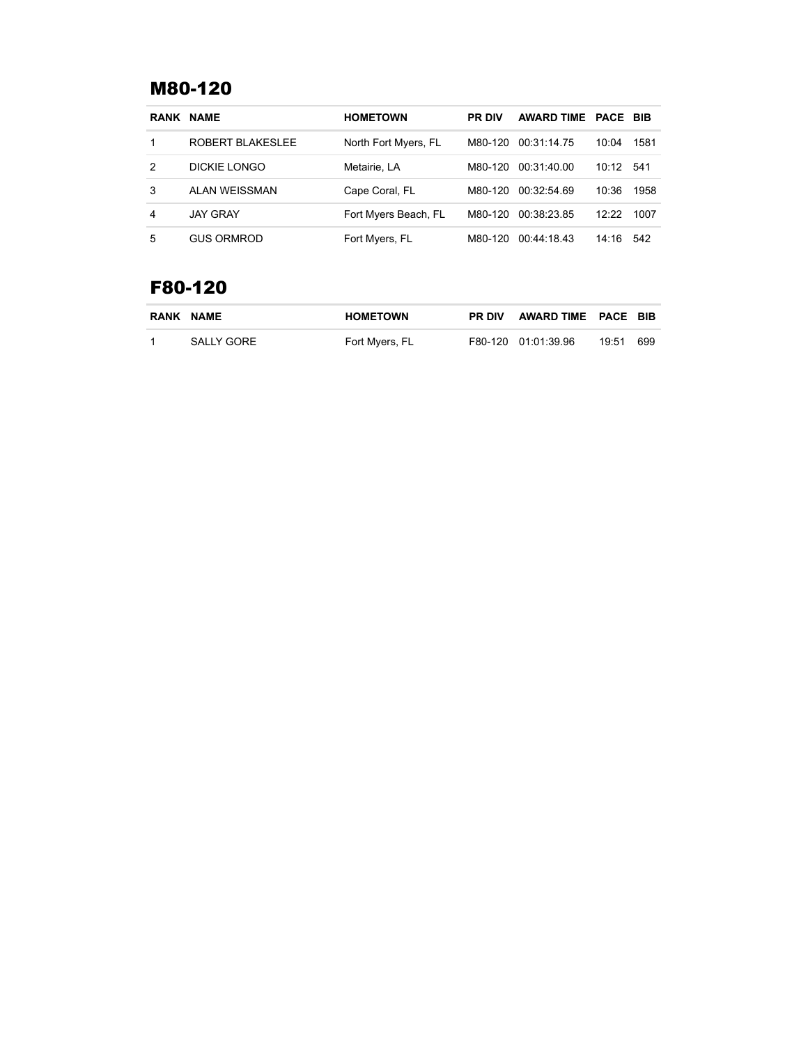## M80-120

| RANK | NAME | HOMETOWN | PR DIV | AWARD TIME | PACE | BIB |
|---|---|---|---|---|---|---|
| 1 | ROBERT BLAKESLEE | North Fort Myers, FL | M80-120 | 00:31:14.75 | 10:04 | 1581 |
| 2 | DICKIE LONGO | Metairie, LA | M80-120 | 00:31:40.00 | 10:12 | 541 |
| 3 | ALAN WEISSMAN | Cape Coral, FL | M80-120 | 00:32:54.69 | 10:36 | 1958 |
| 4 | JAY GRAY | Fort Myers Beach, FL | M80-120 | 00:38:23.85 | 12:22 | 1007 |
| 5 | GUS ORMROD | Fort Myers, FL | M80-120 | 00:44:18.43 | 14:16 | 542 |

## F80-120

| RANK | NAME | HOMETOWN | PR DIV | AWARD TIME | PACE | BIB |
|---|---|---|---|---|---|---|
| 1 | SALLY GORE | Fort Myers, FL | F80-120 | 01:01:39.96 | 19:51 | 699 |